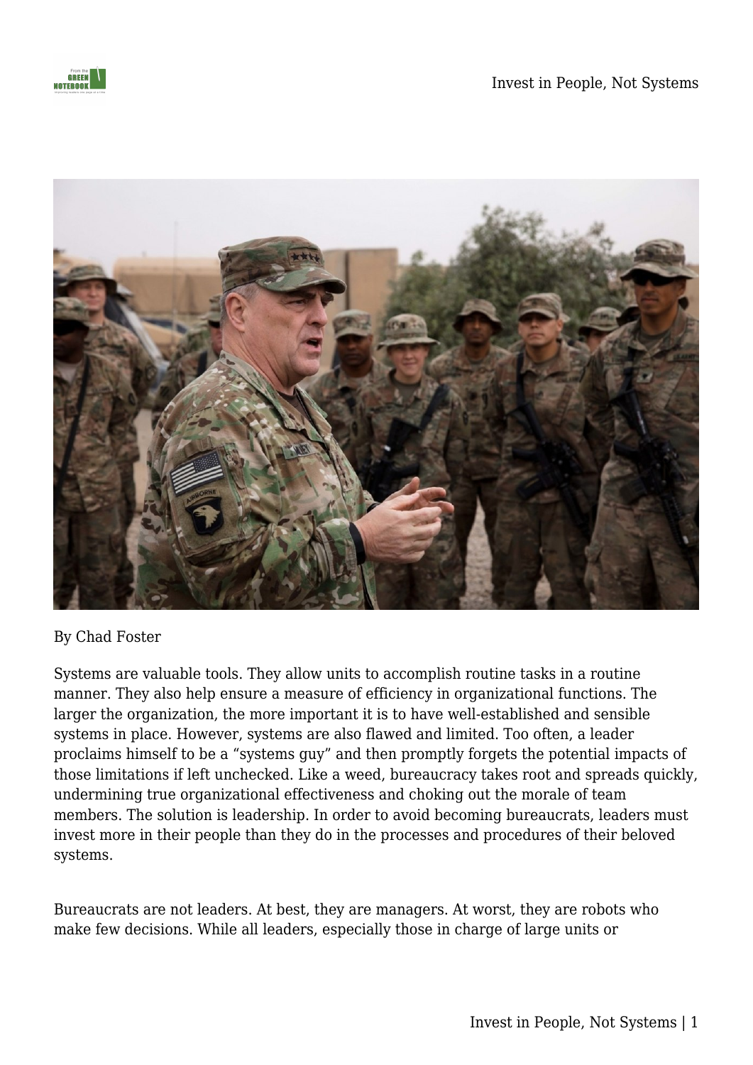By Chad Foster

Systems are valuable tools. They allow units to accomplish routine tasks in a routine manner. They also help ensure a measure of efficiency in organizational functions. The larger the organization, the more important it is to have well-established and sensible systems in place. However, systems are also flawed and limited. Too often, a leader proclaims himself to be a "systems guy" and then promptly forgets the potential impacts of those limitations if left unchecked. Like a weed, bureaucracy takes root and spreads quickly, undermining true organizational effectiveness and choking out the morale of team members. The solution is leadership. In order to avoid becoming bureaucrats, leaders must invest more in their people than they do in the processes and procedures of their beloved systems.

Bureaucrats are not leaders. At best, they are managers. At worst, they are robots who make few decisions. While all leaders, especially those in charge of large units or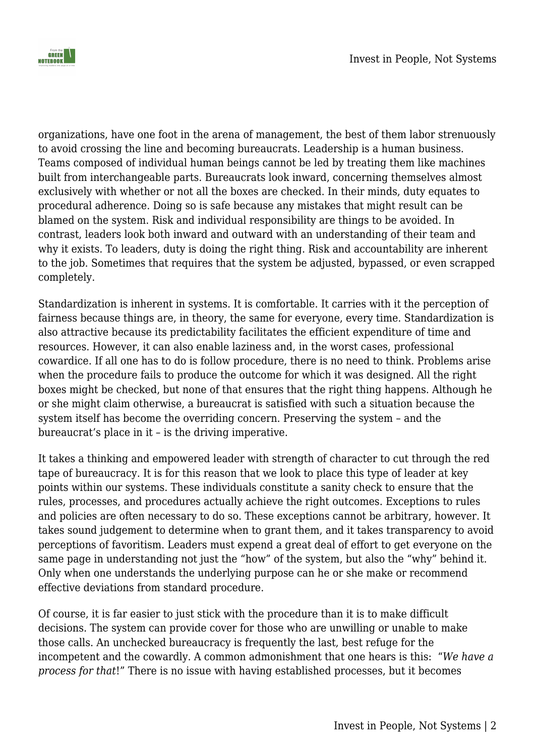organizations, have one foot in the arena of management, the best of them labor strenuously to avoid crossing the line and becoming bureaucrats. Leadership is a human business. Teams composed of individual human beings cannot be led by treating them like machines built from interchangeable parts. Bureaucrats look inward, concerning themselves almost exclusively with whether or not all the boxes are checked. In their minds, duty equates to procedural adherence. Doing so is safe because any mistakes that might result can be blamed on the system. Risk and individual responsibility are things to be avoided. In contrast, leaders look both inward and outward with an understanding of their team and why it exists. To leaders, duty is doing the right thing. Risk and accountability are inherent to the job. Sometimes that requires that the system be adjusted, bypassed, or even scrapped completely.

Standardization is inherent in systems. It is comfortable. It carries with it the perception of fairness because things are, in theory, the same for everyone, every time. Standardization is also attractive because its predictability facilitates the efficient expenditure of time and resources. However, it can also enable laziness and, in the worst cases, professional cowardice. If all one has to do is follow procedure, there is no need to think. Problems arise when the procedure fails to produce the outcome for which it was designed. All the right boxes might be checked, but none of that ensures that the right thing happens. Although he or she might claim otherwise, a bureaucrat is satisfied with such a situation because the system itself has become the overriding concern. Preserving the system – and the bureaucrat's place in it – is the driving imperative.

It takes a thinking and empowered leader with strength of character to cut through the red tape of bureaucracy. It is for this reason that we look to place this type of leader at key points within our systems. These individuals constitute a sanity check to ensure that the rules, processes, and procedures actually achieve the right outcomes. Exceptions to rules and policies are often necessary to do so. These exceptions cannot be arbitrary, however. It takes sound judgement to determine when to grant them, and it takes transparency to avoid perceptions of favoritism. Leaders must expend a great deal of effort to get everyone on the same page in understanding not just the "how" of the system, but also the "why" behind it. Only when one understands the underlying purpose can he or she make or recommend effective deviations from standard procedure.

Of course, it is far easier to just stick with the procedure than it is to make difficult decisions. The system can provide cover for those who are unwilling or unable to make those calls. An unchecked bureaucracy is frequently the last, best refuge for the incompetent and the cowardly. A common admonishment that one hears is this: "*We have a process for that*!" There is no issue with having established processes, but it becomes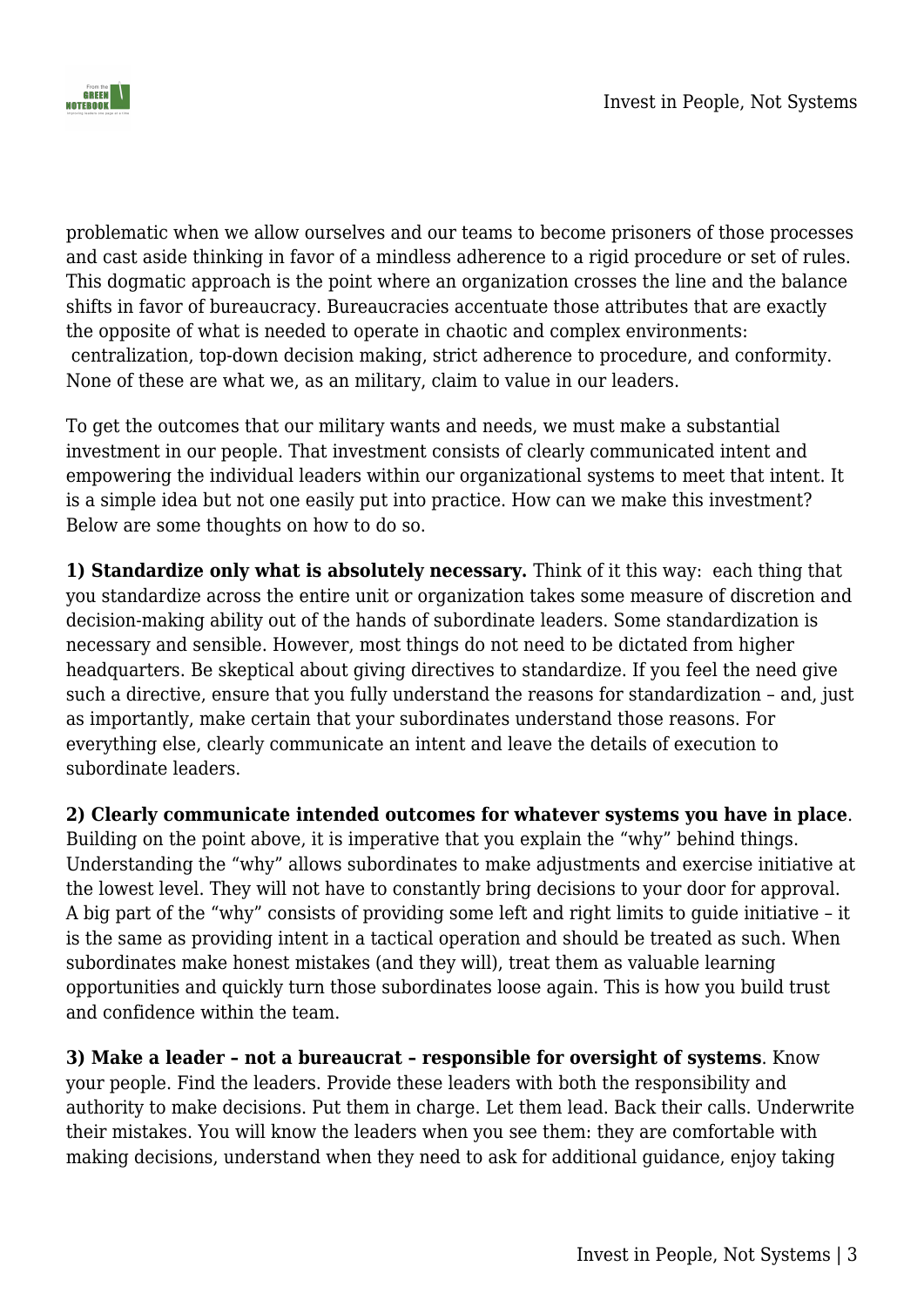problematic when we allow ourselves and our teams to become prisoners of those processes and cast aside thinking in favor of a mindless adherence to a rigid procedure or set of rules. This dogmatic approach is the point where an organization crosses the line and the balance shifts in favor of bureaucracy. Bureaucracies accentuate those attributes that are exactly the opposite of what is needed to operate in chaotic and complex environments: centralization, top-down decision making, strict adherence to procedure, and conformity. None of these are what we, as an military, claim to value in our leaders.

To get the outcomes that our military wants and needs, we must make a substantial investment in our people. That investment consists of clearly communicated intent and empowering the individual leaders within our organizational systems to meet that intent. It is a simple idea but not one easily put into practice. How can we make this investment? Below are some thoughts on how to do so.

**1) Standardize only what is absolutely necessary.** Think of it this way: each thing that you standardize across the entire unit or organization takes some measure of discretion and decision-making ability out of the hands of subordinate leaders. Some standardization is necessary and sensible. However, most things do not need to be dictated from higher headquarters. Be skeptical about giving directives to standardize. If you feel the need give such a directive, ensure that you fully understand the reasons for standardization – and, just as importantly, make certain that your subordinates understand those reasons. For everything else, clearly communicate an intent and leave the details of execution to subordinate leaders.

**2) Clearly communicate intended outcomes for whatever systems you have in place**. Building on the point above, it is imperative that you explain the "why" behind things. Understanding the "why" allows subordinates to make adjustments and exercise initiative at the lowest level. They will not have to constantly bring decisions to your door for approval. A big part of the "why" consists of providing some left and right limits to guide initiative – it is the same as providing intent in a tactical operation and should be treated as such. When subordinates make honest mistakes (and they will), treat them as valuable learning opportunities and quickly turn those subordinates loose again. This is how you build trust and confidence within the team.

**3) Make a leader – not a bureaucrat – responsible for oversight of systems**. Know your people. Find the leaders. Provide these leaders with both the responsibility and authority to make decisions. Put them in charge. Let them lead. Back their calls. Underwrite their mistakes. You will know the leaders when you see them: they are comfortable with making decisions, understand when they need to ask for additional guidance, enjoy taking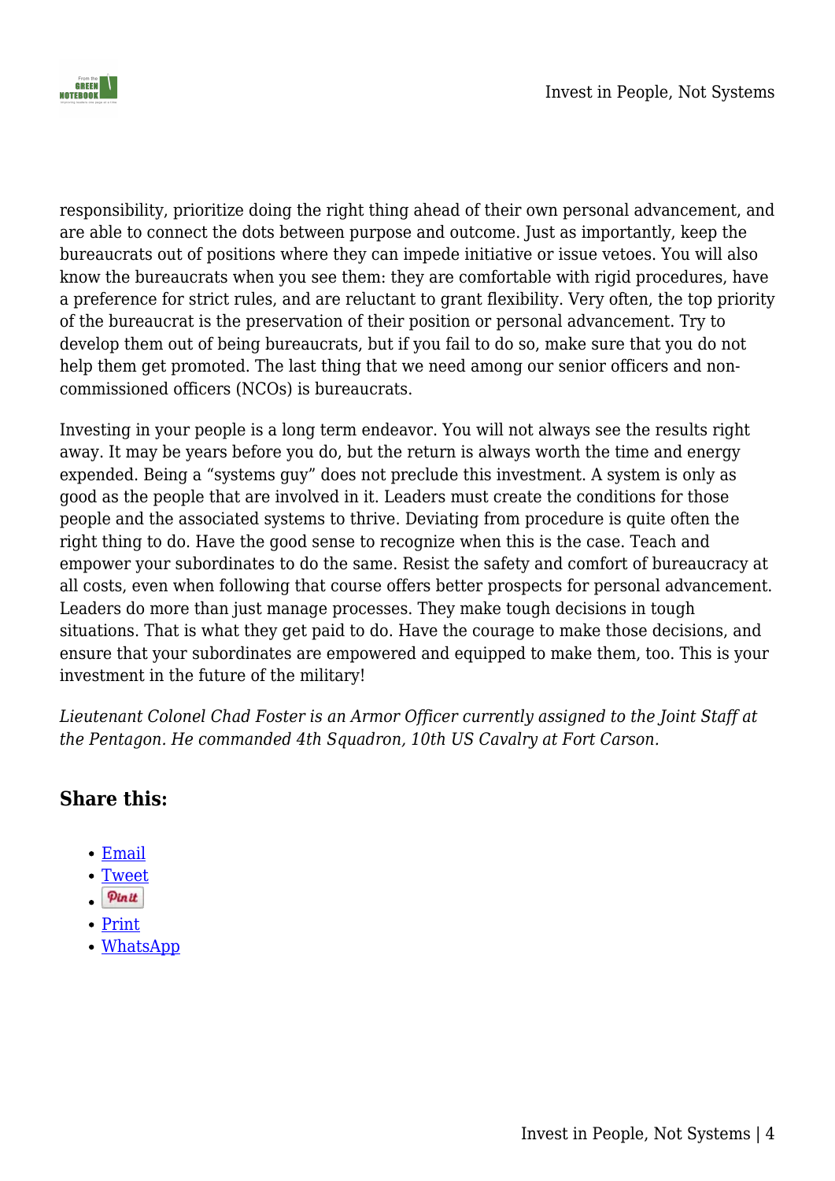responsibility, prioritize doing the right thing ahead of their own personal advancement, and are able to connect the dots between purpose and outcome. Just as importantly, keep the bureaucrats out of positions where they can impede initiative or issue vetoes. You will also know the bureaucrats when you see them: they are comfortable with rigid procedures, have a preference for strict rules, and are reluctant to grant flexibility. Very often, the top priority of the bureaucrat is the preservation of their position or personal advancement. Try to develop them out of being bureaucrats, but if you fail to do so, make sure that you do not help them get promoted. The last thing that we need among our senior officers and non-commissioned officers (NCOs) is bureaucrats.

Investing in your people is a long term endeavor. You will not always see the results right away. It may be years before you do, but the return is always worth the time and energy expended. Being a "systems guy" does not preclude this investment. A system is only as good as the people that are involved in it. Leaders must create the conditions for those people and the associated systems to thrive. Deviating from procedure is quite often the right thing to do. Have the good sense to recognize when this is the case. Teach and empower your subordinates to do the same. Resist the safety and comfort of bureaucracy at all costs, even when following that course offers better prospects for personal advancement. Leaders do more than just manage processes. They make tough decisions in tough situations. That is what they get paid to do. Have the courage to make those decisions, and ensure that your subordinates are empowered and equipped to make them, too. This is your investment in the future of the military!

*Lieutenant Colonel Chad Foster is an Armor Officer currently assigned to the Joint Staff at the Pentagon. He commanded 4th Squadron, 10th US Cavalry at Fort Carson.*

### Share this:

- Email
- Tweet
- Pin it
- Print
- WhatsApp